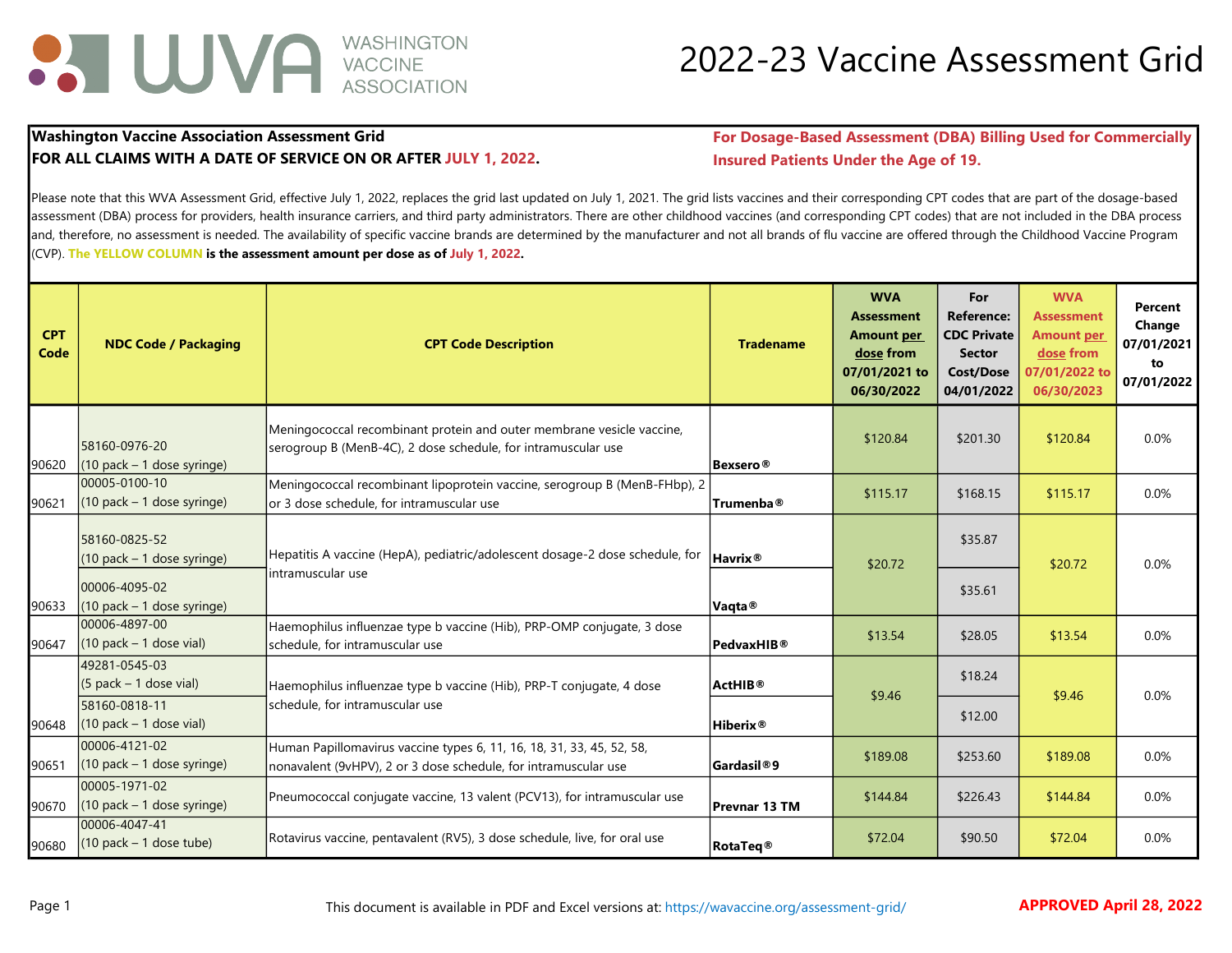# 2022-23 Vaccine Assessment Grid

**Washington Vaccine Association Assessment Grid**
**FOR ALL CLAIMS WITH A DATE OF SERVICE ON OR AFTER JULY 1, 2022.**

**For Dosage-Based Assessment (DBA) Billing Used for Commercially Insured Patients Under the Age of 19.**

Please note that this WVA Assessment Grid, effective July 1, 2022, replaces the grid last updated on July 1, 2021. The grid lists vaccines and their corresponding CPT codes that are part of the dosage-based assessment (DBA) process for providers, health insurance carriers, and third party administrators. There are other childhood vaccines (and corresponding CPT codes) that are not included in the DBA process and, therefore, no assessment is needed. The availability of specific vaccine brands are determined by the manufacturer and not all brands of flu vaccine are offered through the Childhood Vaccine Program (CVP). **The YELLOW COLUMN is the assessment amount per dose as of July 1, 2022.**

| CPT Code | NDC Code / Packaging | CPT Code Description | Tradename | WVA Assessment Amount per dose from 07/01/2021 to 06/30/2022 | For Reference: CDC Private Sector Cost/Dose 04/01/2022 | WVA Assessment Amount per dose from 07/01/2022 to 06/30/2023 | Percent Change 07/01/2021 to 07/01/2022 |
|---|---|---|---|---|---|---|---|
| 90620 | 58160-0976-20 (10 pack – 1 dose syringe) | Meningococcal recombinant protein and outer membrane vesicle vaccine, serogroup B (MenB-4C), 2 dose schedule, for intramuscular use | **Bexsero®** | $120.84 | $201.30 | $120.84 | 0.0% |
| 90621 | 00005-0100-10 (10 pack – 1 dose syringe) | Meningococcal recombinant lipoprotein vaccine, serogroup B (MenB-FHbp), 2 or 3 dose schedule, for intramuscular use | **Trumenba®** | $115.17 | $168.15 | $115.17 | 0.0% |
| 90633 | 58160-0825-52 (10 pack – 1 dose syringe) | Hepatitis A vaccine (HepA), pediatric/adolescent dosage-2 dose schedule, for intramuscular use | **Havrix®** | $20.72 | $35.87 | $20.72 | 0.0% |
| | 00006-4095-02 (10 pack – 1 dose syringe) | | **Vaqta®** | | $35.61 | | |
| 90647 | 00006-4897-00 (10 pack – 1 dose vial) | Haemophilus influenzae type b vaccine (Hib), PRP-OMP conjugate, 3 dose schedule, for intramuscular use | **PedvaxHIB®** | $13.54 | $28.05 | $13.54 | 0.0% |
| 90648 | 49281-0545-03 (5 pack – 1 dose vial) | Haemophilus influenzae type b vaccine (Hib), PRP-T conjugate, 4 dose schedule, for intramuscular use | **ActHIB®** | $9.46 | $18.24 | $9.46 | 0.0% |
| | 58160-0818-11 (10 pack – 1 dose vial) | | **Hiberix®** | | $12.00 | | |
| 90651 | 00006-4121-02 (10 pack – 1 dose syringe) | Human Papillomavirus vaccine types 6, 11, 16, 18, 31, 33, 45, 52, 58, nonavalent (9vHPV), 2 or 3 dose schedule, for intramuscular use | **Gardasil®9** | $189.08 | $253.60 | $189.08 | 0.0% |
| 90670 | 00005-1971-02 (10 pack – 1 dose syringe) | Pneumococcal conjugate vaccine, 13 valent (PCV13), for intramuscular use | **Prevnar 13 TM** | $144.84 | $226.43 | $144.84 | 0.0% |
| 90680 | 00006-4047-41 (10 pack – 1 dose tube) | Rotavirus vaccine, pentavalent (RV5), 3 dose schedule, live, for oral use | **RotaTeq®** | $72.04 | $90.50 | $72.04 | 0.0% |

This document is available in PDF and Excel versions at: https://wavaccine.org/assessment-grid/

**APPROVED April 28, 2022**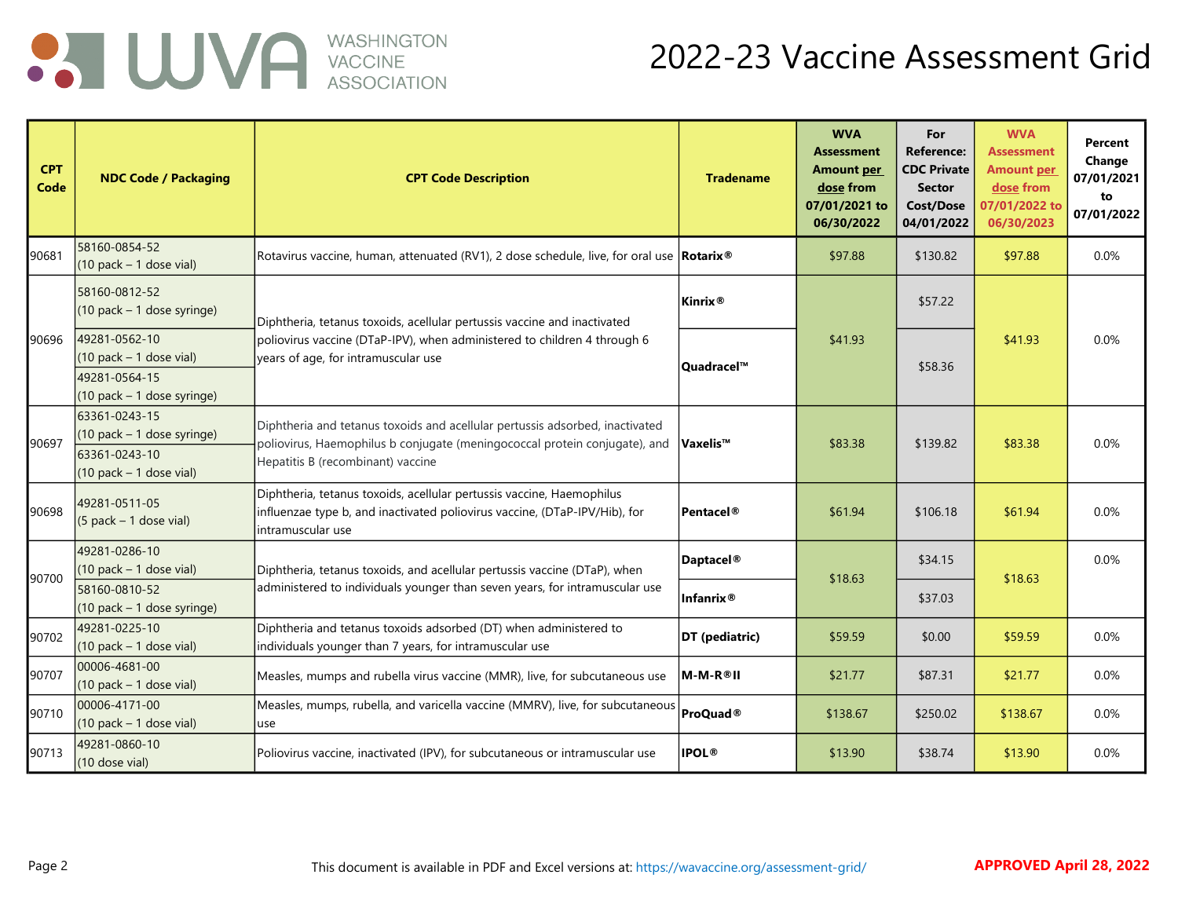# 2022-23 Vaccine Assessment Grid

| CPT Code | NDC Code / Packaging | CPT Code Description | Tradename | WVA Assessment Amount per dose from 07/01/2021 to 06/30/2022 | For Reference: CDC Private Sector Cost/Dose 04/01/2022 | WVA Assessment Amount per dose from 07/01/2022 to 06/30/2023 | Percent Change 07/01/2021 to 07/01/2022 |
|---|---|---|---|---|---|---|---|
| 90681 | 58160-0854-52 (10 pack – 1 dose vial) | Rotavirus vaccine, human, attenuated (RV1), 2 dose schedule, live, for oral use | Rotarix® | $97.88 | $130.82 | $97.88 | 0.0% |
| 90696 | 58160-0812-52 (10 pack – 1 dose syringe) | Diphtheria, tetanus toxoids, acellular pertussis vaccine and inactivated poliovirus vaccine (DTaP-IPV), when administered to children 4 through 6 years of age, for intramuscular use | Kinrix® | $41.93 | $57.22 | $41.93 | 0.0% |
| | 49281-0562-10 (10 pack – 1 dose vial) | | Quadracel™ | | $58.36 | | |
| | 49281-0564-15 (10 pack – 1 dose syringe) | | | | | | |
| 90697 | 63361-0243-15 (10 pack – 1 dose syringe) | Diphtheria and tetanus toxoids and acellular pertussis adsorbed, inactivated poliovirus, Haemophilus b conjugate (meningococcal protein conjugate), and Hepatitis B (recombinant) vaccine | Vaxelis™ | $83.38 | $139.82 | $83.38 | 0.0% |
| | 63361-0243-10 (10 pack – 1 dose vial) | | | | | | |
| 90698 | 49281-0511-05 (5 pack – 1 dose vial) | Diphtheria, tetanus toxoids, acellular pertussis vaccine, Haemophilus influenzae type b, and inactivated poliovirus vaccine, (DTaP-IPV/Hib), for intramuscular use | Pentacel® | $61.94 | $106.18 | $61.94 | 0.0% |
| 90700 | 49281-0286-10 (10 pack – 1 dose vial) | Diphtheria, tetanus toxoids, and acellular pertussis vaccine (DTaP), when administered to individuals younger than seven years, for intramuscular use | Daptacel® | $18.63 | $34.15 | $18.63 | 0.0% |
| | 58160-0810-52 (10 pack – 1 dose syringe) | | Infanrix® | | $37.03 | | |
| 90702 | 49281-0225-10 (10 pack – 1 dose vial) | Diphtheria and tetanus toxoids adsorbed (DT) when administered to individuals younger than 7 years, for intramuscular use | DT (pediatric) | $59.59 | $0.00 | $59.59 | 0.0% |
| 90707 | 00006-4681-00 (10 pack – 1 dose vial) | Measles, mumps and rubella virus vaccine (MMR), live, for subcutaneous use | M-M-R®II | $21.77 | $87.31 | $21.77 | 0.0% |
| 90710 | 00006-4171-00 (10 pack – 1 dose vial) | Measles, mumps, rubella, and varicella vaccine (MMRV), live, for subcutaneous use | ProQuad® | $138.67 | $250.02 | $138.67 | 0.0% |
| 90713 | 49281-0860-10 (10 dose vial) | Poliovirus vaccine, inactivated (IPV), for subcutaneous or intramuscular use | IPOL® | $13.90 | $38.74 | $13.90 | 0.0% |

This document is available in PDF and Excel versions at: https://wavaccine.org/assessment-grid/

**APPROVED April 28, 2022**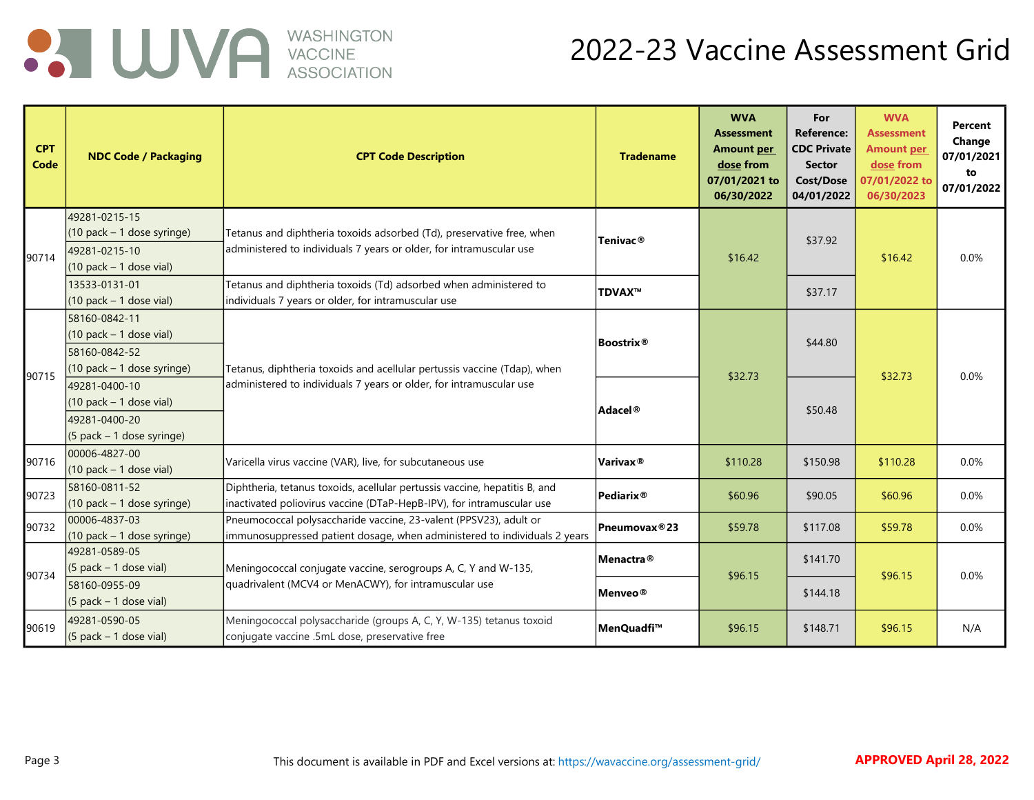# 2022-23 Vaccine Assessment Grid

| CPT Code | NDC Code / Packaging | CPT Code Description | Tradename | WVA Assessment Amount per dose from 07/01/2021 to 06/30/2022 | For Reference: CDC Private Sector Cost/Dose 04/01/2022 | WVA Assessment Amount per dose from 07/01/2022 to 06/30/2023 | Percent Change 07/01/2021 to 07/01/2022 |
|---|---|---|---|---|---|---|---|
| 90714 | 49281-0215-15 (10 pack – 1 dose syringe) | Tetanus and diphtheria toxoids adsorbed (Td), preservative free, when administered to individuals 7 years or older, for intramuscular use | Tenivac® | $16.42 | $37.92 | $16.42 | 0.0% |
| | 49281-0215-10 (10 pack – 1 dose vial) | | | | | | |
| | 13533-0131-01 (10 pack – 1 dose vial) | Tetanus and diphtheria toxoids (Td) adsorbed when administered to individuals 7 years or older, for intramuscular use | TDVAX™ | | $37.17 | | |
| 90715 | 58160-0842-11 (10 pack – 1 dose vial) | Tetanus, diphtheria toxoids and acellular pertussis vaccine (Tdap), when administered to individuals 7 years or older, for intramuscular use | Boostrix® | $32.73 | $44.80 | $32.73 | 0.0% |
| | 58160-0842-52 (10 pack – 1 dose syringe) | | | | | | |
| | 49281-0400-10 (10 pack – 1 dose vial) | | Adacel® | | $50.48 | | |
| | 49281-0400-20 (5 pack – 1 dose syringe) | | | | | | |
| 90716 | 00006-4827-00 (10 pack – 1 dose vial) | Varicella virus vaccine (VAR), live, for subcutaneous use | Varivax® | $110.28 | $150.98 | $110.28 | 0.0% |
| 90723 | 58160-0811-52 (10 pack – 1 dose syringe) | Diphtheria, tetanus toxoids, acellular pertussis vaccine, hepatitis B, and inactivated poliovirus vaccine (DTaP-HepB-IPV), for intramuscular use | Pediarix® | $60.96 | $90.05 | $60.96 | 0.0% |
| 90732 | 00006-4837-03 (10 pack – 1 dose syringe) | Pneumococcal polysaccharide vaccine, 23-valent (PPSV23), adult or immunosuppressed patient dosage, when administered to individuals 2 years | Pneumovax®23 | $59.78 | $117.08 | $59.78 | 0.0% |
| 90734 | 49281-0589-05 (5 pack – 1 dose vial) | Meningococcal conjugate vaccine, serogroups A, C, Y and W-135, quadrivalent (MCV4 or MenACWY), for intramuscular use | Menactra® | $96.15 | $141.70 | $96.15 | 0.0% |
| | 58160-0955-09 (5 pack – 1 dose vial) | | Menveo® | | $144.18 | | |
| 90619 | 49281-0590-05 (5 pack – 1 dose vial) | Meningococcal polysaccharide (groups A, C, Y, W-135) tetanus toxoid conjugate vaccine .5mL dose, preservative free | MenQuadfi™ | $96.15 | $148.71 | $96.15 | N/A |

This document is available in PDF and Excel versions at: https://wavaccine.org/assessment-grid/

**APPROVED April 28, 2022**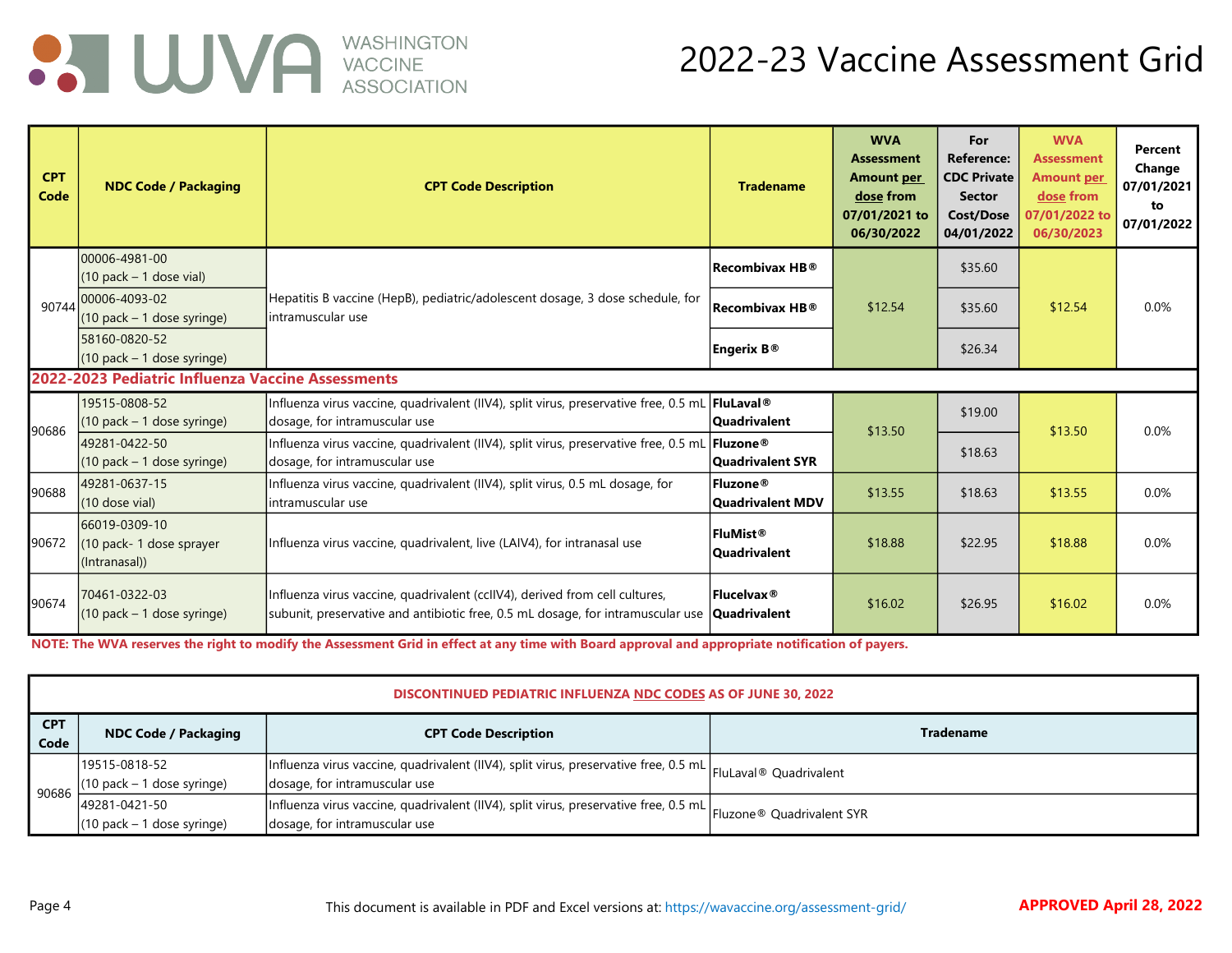# 2022-23 Vaccine Assessment Grid

| CPT Code | NDC Code / Packaging | CPT Code Description | Tradename | WVA Assessment Amount per dose from 07/01/2021 to 06/30/2022 | For Reference: CDC Private Sector Cost/Dose 04/01/2022 | WVA Assessment Amount per dose from 07/01/2022 to 06/30/2023 | Percent Change 07/01/2021 to 07/01/2022 |
|---|---|---|---|---|---|---|---|
| 90744 | 00006-4981-00 (10 pack – 1 dose vial) | Hepatitis B vaccine (HepB), pediatric/adolescent dosage, 3 dose schedule, for intramuscular use | Recombivax HB® | $12.54 | $35.60 | $12.54 | 0.0% |
| | 00006-4093-02 (10 pack – 1 dose syringe) | | Recombivax HB® | | $35.60 | | |
| | 58160-0820-52 (10 pack – 1 dose syringe) | | Engerix B® | | $26.34 | | |
| **2022-2023 Pediatric Influenza Vaccine Assessments** | | | | | | | |
| 90686 | 19515-0808-52 (10 pack – 1 dose syringe) | Influenza virus vaccine, quadrivalent (IIV4), split virus, preservative free, 0.5 mL dosage, for intramuscular use | FluLaval® Quadrivalent | $13.50 | $19.00 | $13.50 | 0.0% |
| | 49281-0422-50 (10 pack – 1 dose syringe) | Influenza virus vaccine, quadrivalent (IIV4), split virus, preservative free, 0.5 mL dosage, for intramuscular use | Fluzone® Quadrivalent SYR | | $18.63 | | |
| 90688 | 49281-0637-15 (10 dose vial) | Influenza virus vaccine, quadrivalent (IIV4), split virus, 0.5 mL dosage, for intramuscular use | Fluzone® Quadrivalent MDV | $13.55 | $18.63 | $13.55 | 0.0% |
| 90672 | 66019-0309-10 (10 pack- 1 dose sprayer (Intranasal)) | Influenza virus vaccine, quadrivalent, live (LAIV4), for intranasal use | FluMist® Quadrivalent | $18.88 | $22.95 | $18.88 | 0.0% |
| 90674 | 70461-0322-03 (10 pack – 1 dose syringe) | Influenza virus vaccine, quadrivalent (ccIIV4), derived from cell cultures, subunit, preservative and antibiotic free, 0.5 mL dosage, for intramuscular use | Flucelvax® Quadrivalent | $16.02 | $26.95 | $16.02 | 0.0% |

**NOTE: The WVA reserves the right to modify the Assessment Grid in effect at any time with Board approval and appropriate notification of payers.**

| DISCONTINUED PEDIATRIC INFLUENZA NDC CODES AS OF JUNE 30, 2022 | | | |
|---|---|---|---|
| **CPT Code** | **NDC Code / Packaging** | **CPT Code Description** | **Tradename** |
| 90686 | 19515-0818-52 (10 pack – 1 dose syringe) | Influenza virus vaccine, quadrivalent (IIV4), split virus, preservative free, 0.5 mL dosage, for intramuscular use | FluLaval® Quadrivalent |
| | 49281-0421-50 (10 pack – 1 dose syringe) | Influenza virus vaccine, quadrivalent (IIV4), split virus, preservative free, 0.5 mL dosage, for intramuscular use | Fluzone® Quadrivalent SYR |

This document is available in PDF and Excel versions at: https://wavaccine.org/assessment-grid/

**APPROVED April 28, 2022**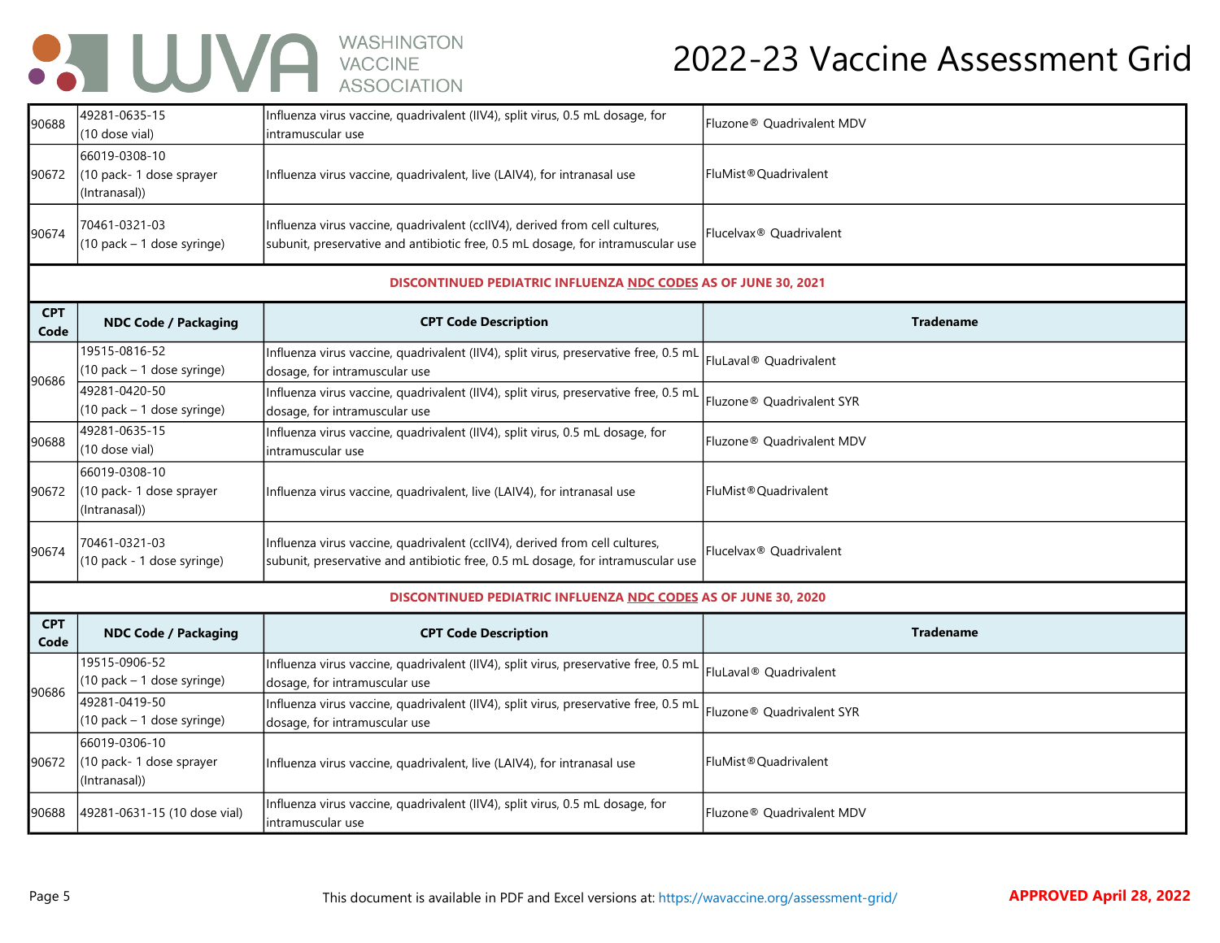| CPT Code | NDC Code / Packaging | CPT Code Description | Tradename |
|---|---|---|---|
| 90688 | 49281-0635-15 (10 dose vial) | Influenza virus vaccine, quadrivalent (IIV4), split virus, 0.5 mL dosage, for intramuscular use | Fluzone® Quadrivalent MDV |
| 90672 | 66019-0308-10 (10 pack- 1 dose sprayer (Intranasal)) | Influenza virus vaccine, quadrivalent, live (LAIV4), for intranasal use | FluMist®Quadrivalent |
| 90674 | 70461-0321-03 (10 pack – 1 dose syringe) | Influenza virus vaccine, quadrivalent (ccIIV4), derived from cell cultures, subunit, preservative and antibiotic free, 0.5 mL dosage, for intramuscular use | Flucelvax® Quadrivalent |

**DISCONTINUED PEDIATRIC INFLUENZA NDC CODES AS OF JUNE 30, 2021**

| CPT Code | NDC Code / Packaging | CPT Code Description | Tradename |
|---|---|---|---|
| 90686 | 19515-0816-52 (10 pack – 1 dose syringe) | Influenza virus vaccine, quadrivalent (IIV4), split virus, preservative free, 0.5 mL dosage, for intramuscular use | FluLaval® Quadrivalent |
| | 49281-0420-50 (10 pack – 1 dose syringe) | Influenza virus vaccine, quadrivalent (IIV4), split virus, preservative free, 0.5 mL dosage, for intramuscular use | Fluzone® Quadrivalent SYR |
| 90688 | 49281-0635-15 (10 dose vial) | Influenza virus vaccine, quadrivalent (IIV4), split virus, 0.5 mL dosage, for intramuscular use | Fluzone® Quadrivalent MDV |
| 90672 | 66019-0308-10 (10 pack- 1 dose sprayer (Intranasal)) | Influenza virus vaccine, quadrivalent, live (LAIV4), for intranasal use | FluMist®Quadrivalent |
| 90674 | 70461-0321-03 (10 pack - 1 dose syringe) | Influenza virus vaccine, quadrivalent (ccIIV4), derived from cell cultures, subunit, preservative and antibiotic free, 0.5 mL dosage, for intramuscular use | Flucelvax® Quadrivalent |

**DISCONTINUED PEDIATRIC INFLUENZA NDC CODES AS OF JUNE 30, 2020**

| CPT Code | NDC Code / Packaging | CPT Code Description | Tradename |
|---|---|---|---|
| 90686 | 19515-0906-52 (10 pack – 1 dose syringe) | Influenza virus vaccine, quadrivalent (IIV4), split virus, preservative free, 0.5 mL dosage, for intramuscular use | FluLaval® Quadrivalent |
| | 49281-0419-50 (10 pack – 1 dose syringe) | Influenza virus vaccine, quadrivalent (IIV4), split virus, preservative free, 0.5 mL dosage, for intramuscular use | Fluzone® Quadrivalent SYR |
| 90672 | 66019-0306-10 (10 pack- 1 dose sprayer (Intranasal)) | Influenza virus vaccine, quadrivalent, live (LAIV4), for intranasal use | FluMist®Quadrivalent |
| 90688 | 49281-0631-15 (10 dose vial) | Influenza virus vaccine, quadrivalent (IIV4), split virus, 0.5 mL dosage, for intramuscular use | Fluzone® Quadrivalent MDV |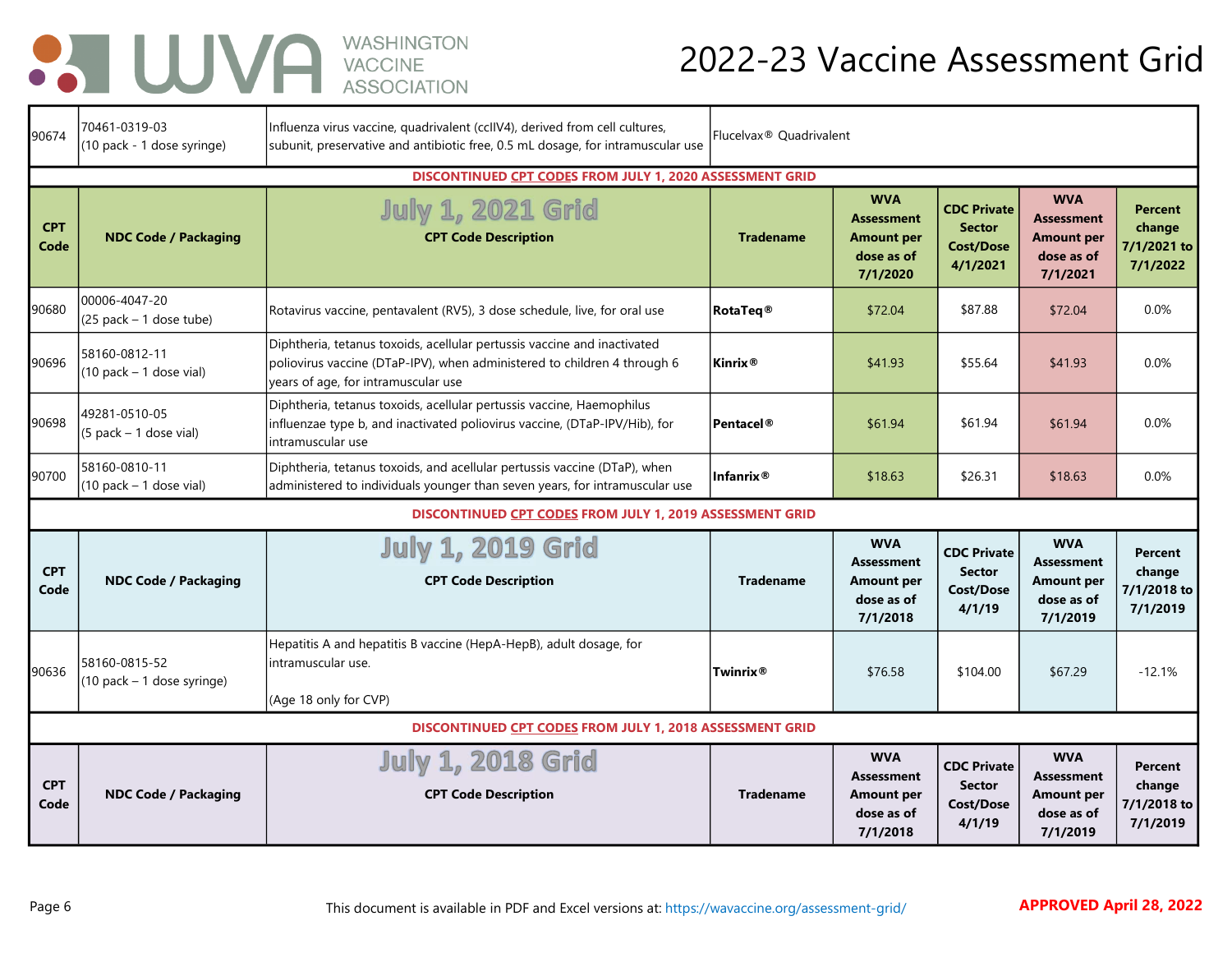| | | | |
|---|---|---|---|
| 90674 | 70461-0319-03 (10 pack - 1 dose syringe) | Influenza virus vaccine, quadrivalent (ccIIV4), derived from cell cultures, subunit, preservative and antibiotic free, 0.5 mL dosage, for intramuscular use | Flucelvax® Quadrivalent |

**DISCONTINUED CPT CODES FROM JULY 1, 2020 ASSESSMENT GRID**

**July 1, 2021 Grid**

| CPT Code | NDC Code / Packaging | CPT Code Description | Tradename | WVA Assessment Amount per dose as of 7/1/2020 | CDC Private Sector Cost/Dose 4/1/2021 | WVA Assessment Amount per dose as of 7/1/2021 | Percent change 7/1/2021 to 7/1/2022 |
|---|---|---|---|---|---|---|---|
| 90680 | 00006-4047-20 (25 pack – 1 dose tube) | Rotavirus vaccine, pentavalent (RV5), 3 dose schedule, live, for oral use | **RotaTeq®** | $72.04 | $87.88 | $72.04 | 0.0% |
| 90696 | 58160-0812-11 (10 pack – 1 dose vial) | Diphtheria, tetanus toxoids, acellular pertussis vaccine and inactivated poliovirus vaccine (DTaP-IPV), when administered to children 4 through 6 years of age, for intramuscular use | **Kinrix®** | $41.93 | $55.64 | $41.93 | 0.0% |
| 90698 | 49281-0510-05 (5 pack – 1 dose vial) | Diphtheria, tetanus toxoids, acellular pertussis vaccine, Haemophilus influenzae type b, and inactivated poliovirus vaccine, (DTaP-IPV/Hib), for intramuscular use | **Pentacel®** | $61.94 | $61.94 | $61.94 | 0.0% |
| 90700 | 58160-0810-11 (10 pack – 1 dose vial) | Diphtheria, tetanus toxoids, and acellular pertussis vaccine (DTaP), when administered to individuals younger than seven years, for intramuscular use | **Infanrix®** | $18.63 | $26.31 | $18.63 | 0.0% |

**DISCONTINUED CPT CODES FROM JULY 1, 2019 ASSESSMENT GRID**

**July 1, 2019 Grid**

| CPT Code | NDC Code / Packaging | CPT Code Description | Tradename | WVA Assessment Amount per dose as of 7/1/2018 | CDC Private Sector Cost/Dose 4/1/19 | WVA Assessment Amount per dose as of 7/1/2019 | Percent change 7/1/2018 to 7/1/2019 |
|---|---|---|---|---|---|---|---|
| 90636 | 58160-0815-52 (10 pack – 1 dose syringe) | Hepatitis A and hepatitis B vaccine (HepA-HepB), adult dosage, for intramuscular use. (Age 18 only for CVP) | **Twinrix®** | $76.58 | $104.00 | $67.29 | -12.1% |

**DISCONTINUED CPT CODES FROM JULY 1, 2018 ASSESSMENT GRID**

**July 1, 2018 Grid**

| CPT Code | NDC Code / Packaging | CPT Code Description | Tradename | WVA Assessment Amount per dose as of 7/1/2018 | CDC Private Sector Cost/Dose 4/1/19 | WVA Assessment Amount per dose as of 7/1/2019 | Percent change 7/1/2018 to 7/1/2019 |
|---|---|---|---|---|---|---|---|

This document is available in PDF and Excel versions at: https://wavaccine.org/assessment-grid/

**APPROVED April 28, 2022**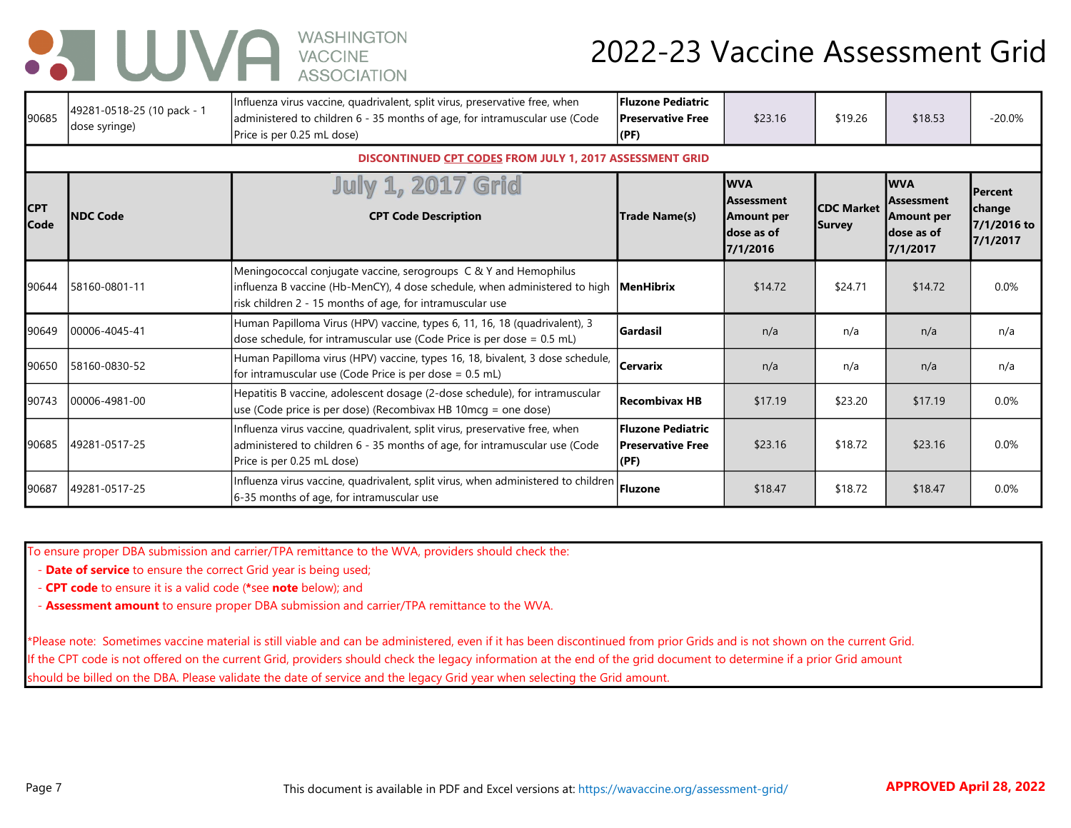# 2022-23 Vaccine Assessment Grid

| | | | | | | | |
|---|---|---|---|---|---|---|---|
| 90685 | 49281-0518-25 (10 pack - 1 dose syringe) | Influenza virus vaccine, quadrivalent, split virus, preservative free, when administered to children 6 - 35 months of age, for intramuscular use (Code Price is per 0.25 mL dose) | **Fluzone Pediatric Preservative Free (PF)** | $23.16 | $19.26 | $18.53 | -20.0% |

**DISCONTINUED CPT CODES FROM JULY 1, 2017 ASSESSMENT GRID**

**July 1, 2017 Grid**

| CPT Code | NDC Code | CPT Code Description | Trade Name(s) | WVA Assessment Amount per dose as of 7/1/2016 | CDC Market Survey | WVA Assessment Amount per dose as of 7/1/2017 | Percent change 7/1/2016 to 7/1/2017 |
|---|---|---|---|---|---|---|---|
| 90644 | 58160-0801-11 | Meningococcal conjugate vaccine, serogroups C & Y and Hemophilus influenza B vaccine (Hb-MenCY), 4 dose schedule, when administered to high risk children 2 - 15 months of age, for intramuscular use | **MenHibrix** | $14.72 | $24.71 | $14.72 | 0.0% |
| 90649 | 00006-4045-41 | Human Papilloma Virus (HPV) vaccine, types 6, 11, 16, 18 (quadrivalent), 3 dose schedule, for intramuscular use (Code Price is per dose = 0.5 mL) | **Gardasil** | n/a | n/a | n/a | n/a |
| 90650 | 58160-0830-52 | Human Papilloma virus (HPV) vaccine, types 16, 18, bivalent, 3 dose schedule, for intramuscular use (Code Price is per dose = 0.5 mL) | **Cervarix** | n/a | n/a | n/a | n/a |
| 90743 | 00006-4981-00 | Hepatitis B vaccine, adolescent dosage (2-dose schedule), for intramuscular use (Code price is per dose) (Recombivax HB 10mcg = one dose) | **Recombivax HB** | $17.19 | $23.20 | $17.19 | 0.0% |
| 90685 | 49281-0517-25 | Influenza virus vaccine, quadrivalent, split virus, preservative free, when administered to children 6 - 35 months of age, for intramuscular use (Code Price is per 0.25 mL dose) | **Fluzone Pediatric Preservative Free (PF)** | $23.16 | $18.72 | $23.16 | 0.0% |
| 90687 | 49281-0517-25 | Influenza virus vaccine, quadrivalent, split virus, when administered to children 6-35 months of age, for intramuscular use | **Fluzone** | $18.47 | $18.72 | $18.47 | 0.0% |

To ensure proper DBA submission and carrier/TPA remittance to the WVA, providers should check the:

- **Date of service** to ensure the correct Grid year is being used;
- **CPT code** to ensure it is a valid code (*see **note** below); and
- **Assessment amount** to ensure proper DBA submission and carrier/TPA remittance to the WVA.

*Please note: Sometimes vaccine material is still viable and can be administered, even if it has been discontinued from prior Grids and is not shown on the current Grid. If the CPT code is not offered on the current Grid, providers should check the legacy information at the end of the grid document to determine if a prior Grid amount should be billed on the DBA. Please validate the date of service and the legacy Grid year when selecting the Grid amount.

This document is available in PDF and Excel versions at: https://wavaccine.org/assessment-grid/

**APPROVED April 28, 2022**